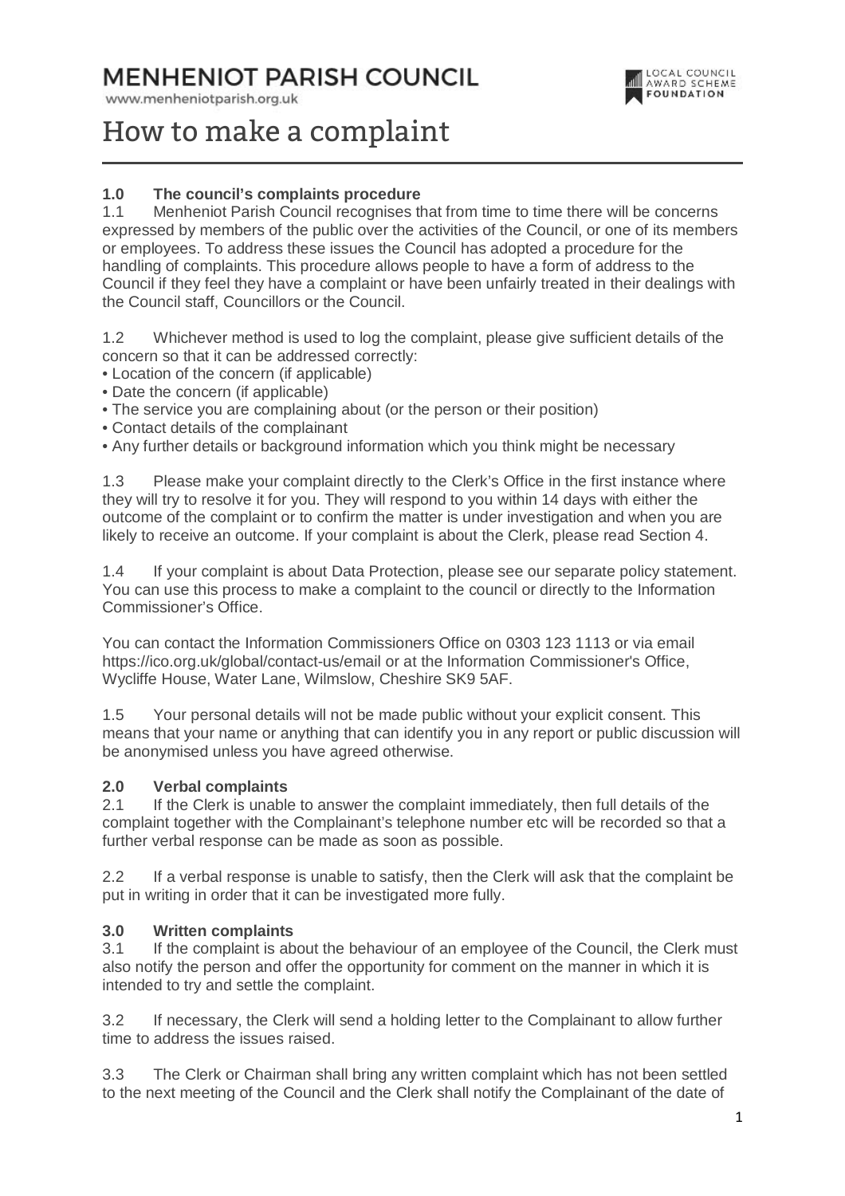# MENHENIOT PARISH COUNCIL

www.menheniotparish.org.uk

LOCAL COUNCIL AWARD SCHEME FOUNDATION

# How to make a complaint

### 1.0 The council's complaints procedure

1.1 Menheniot Parish Council recognises that from time to time there will be concerns expressed by members of the public over the activities of the Council, or one of its members or employees. To address these issues the Council has adopted a procedure for the handling of complaints. This procedure allows people to have a form of address to the Council if they feel they have a complaint or have been unfairly treated in their dealings with the Council staff, Councillors or the Council.

1.2 Whichever method is used to log the complaint, please give sufficient details of the concern so that it can be addressed correctly:

- Location of the concern (if applicable)
- Date the concern (if applicable)
- The service you are complaining about (or the person or their position)
- Contact details of the complainant
- Any further details or background information which you think might be necessary

1.3 Please make your complaint directly to the Clerk's Office in the first instance where they will try to resolve it for you. They will respond to you within 14 days with either the outcome of the complaint or to confirm the matter is under investigation and when you are likely to receive an outcome. If your complaint is about the Clerk, please read Section 4.

1.4 If your complaint is about Data Protection, please see our separate policy statement. You can use this process to make a complaint to the council or directly to the Information Commissioner's Office.

You can contact the Information Commissioners Office on 0303 123 1113 or via email https://ico.org.uk/global/contact-us/email or at the Information Commissioner's Office, Wycliffe House, Water Lane, Wilmslow, Cheshire SK9 5AF.

1.5 Your personal details will not be made public without your explicit consent. This means that your name or anything that can identify you in any report or public discussion will be anonymised unless you have agreed otherwise.

### 2.0 Verbal complaints

2.1 If the Clerk is unable to answer the complaint immediately, then full details of the complaint together with the Complainant's telephone number etc will be recorded so that a further verbal response can be made as soon as possible.

2.2 If a verbal response is unable to satisfy, then the Clerk will ask that the complaint be put in writing in order that it can be investigated more fully.

### 3.0 Written complaints

3.1 If the complaint is about the behaviour of an employee of the Council, the Clerk must also notify the person and offer the opportunity for comment on the manner in which it is intended to try and settle the complaint.

3.2 If necessary, the Clerk will send a holding letter to the Complainant to allow further time to address the issues raised.

3.3 The Clerk or Chairman shall bring any written complaint which has not been settled to the next meeting of the Council and the Clerk shall notify the Complainant of the date of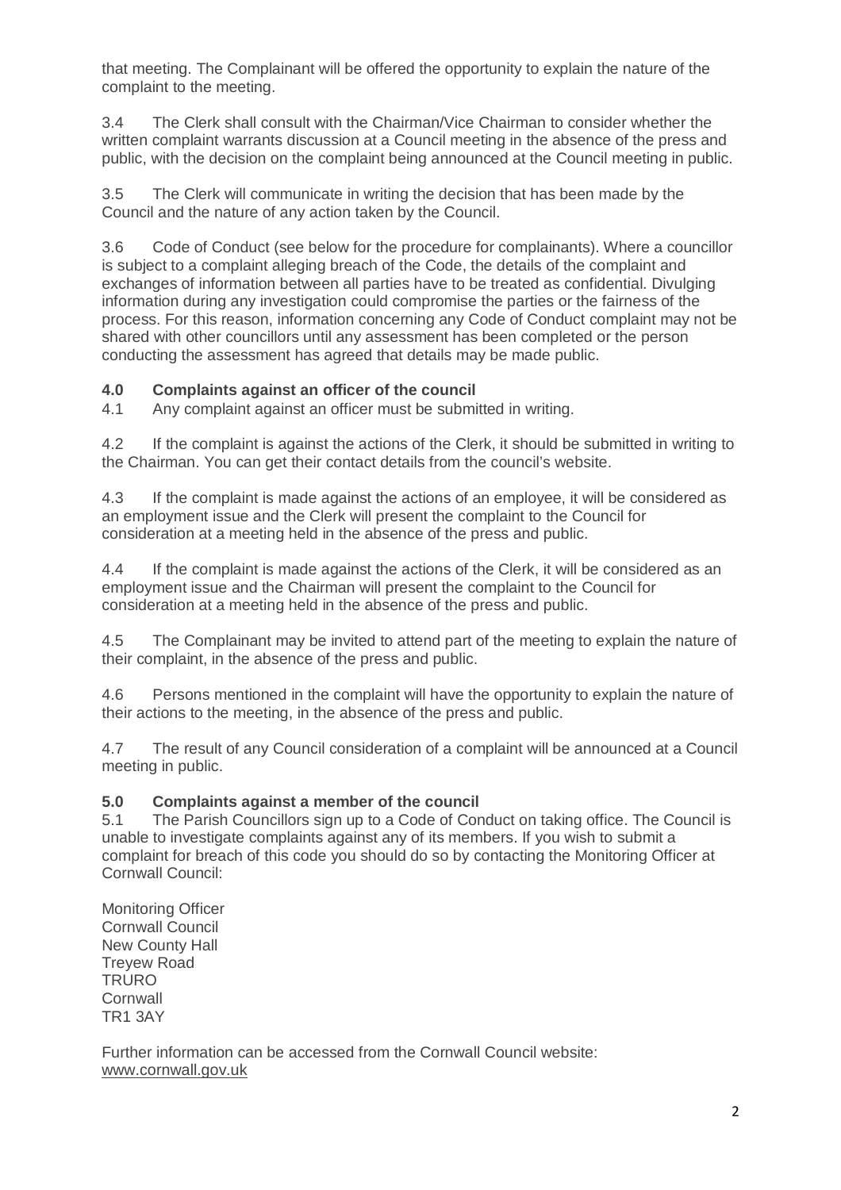that meeting. The Complainant will be offered the opportunity to explain the nature of the complaint to the meeting.

3.4 The Clerk shall consult with the Chairman/Vice Chairman to consider whether the written complaint warrants discussion at a Council meeting in the absence of the press and public, with the decision on the complaint being announced at the Council meeting in public.

3.5 The Clerk will communicate in writing the decision that has been made by the Council and the nature of any action taken by the Council.

3.6 Code of Conduct (see below for the procedure for complainants). Where a councillor is subject to a complaint alleging breach of the Code, the details of the complaint and exchanges of information between all parties have to be treated as confidential. Divulging information during any investigation could compromise the parties or the fairness of the process. For this reason, information concerning any Code of Conduct complaint may not be shared with other councillors until any assessment has been completed or the person conducting the assessment has agreed that details may be made public.

**4.0 Complaints against an officer of the council**

4.1 Any complaint against an officer must be submitted in writing.

4.2 If the complaint is against the actions of the Clerk, it should be submitted in writing to the Chairman. You can get their contact details from the council's website.

4.3 If the complaint is made against the actions of an employee, it will be considered as an employment issue and the Clerk will present the complaint to the Council for consideration at a meeting held in the absence of the press and public.

4.4 If the complaint is made against the actions of the Clerk, it will be considered as an employment issue and the Chairman will present the complaint to the Council for consideration at a meeting held in the absence of the press and public.

4.5 The Complainant may be invited to attend part of the meeting to explain the nature of their complaint, in the absence of the press and public.

4.6 Persons mentioned in the complaint will have the opportunity to explain the nature of their actions to the meeting, in the absence of the press and public.

4.7 The result of any Council consideration of a complaint will be announced at a Council meeting in public.

**5.0 Complaints against a member of the council**

5.1 The Parish Councillors sign up to a Code of Conduct on taking office. The Council is unable to investigate complaints against any of its members. If you wish to submit a complaint for breach of this code you should do so by contacting the Monitoring Officer at Cornwall Council:

Monitoring Officer
Cornwall Council
New County Hall
Treyew Road
TRURO
Cornwall
TR1 3AY

Further information can be accessed from the Cornwall Council website: www.cornwall.gov.uk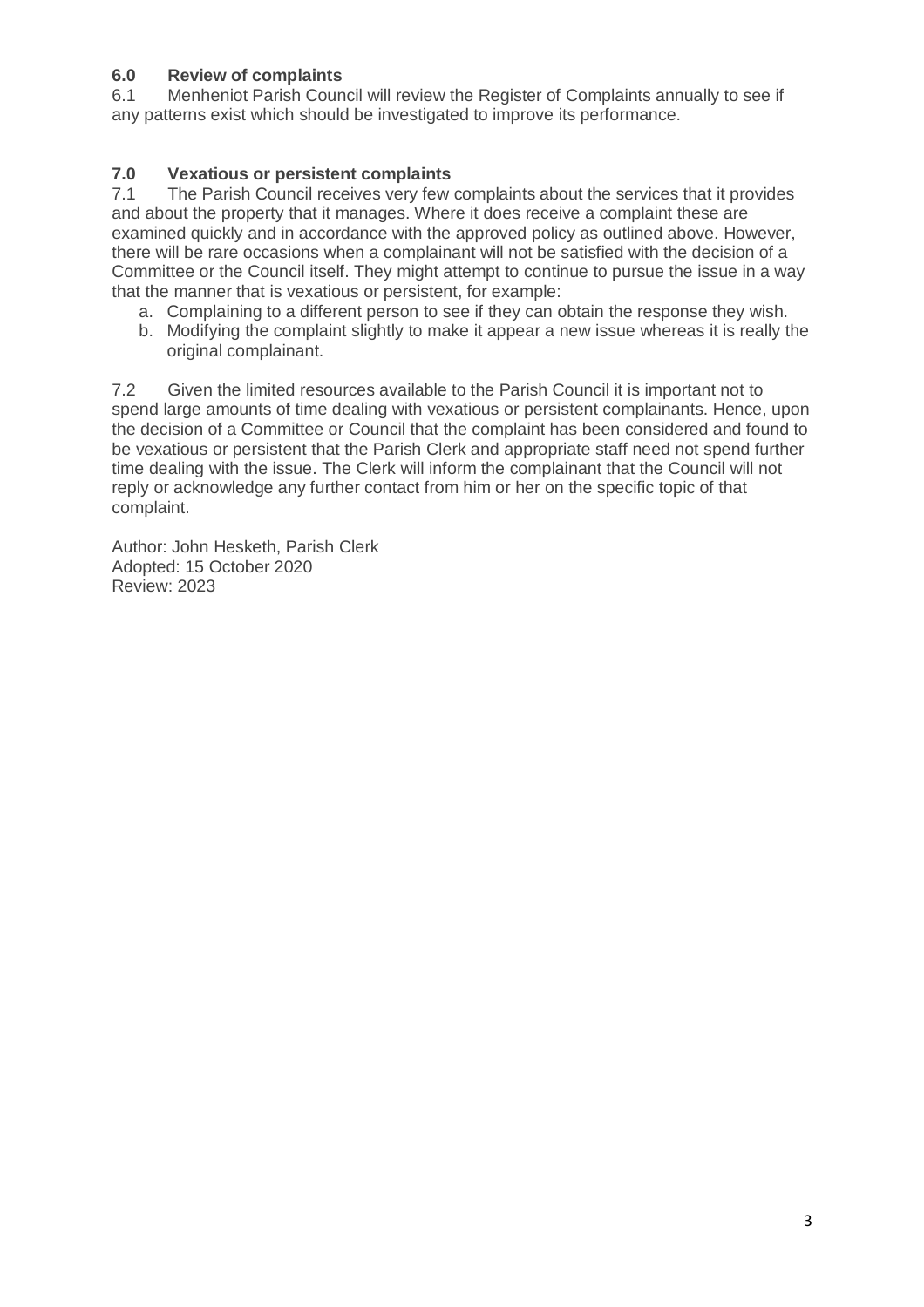## 6.0 Review of complaints

6.1 Menheniot Parish Council will review the Register of Complaints annually to see if any patterns exist which should be investigated to improve its performance.

## 7.0 Vexatious or persistent complaints

7.1 The Parish Council receives very few complaints about the services that it provides and about the property that it manages. Where it does receive a complaint these are examined quickly and in accordance with the approved policy as outlined above. However, there will be rare occasions when a complainant will not be satisfied with the decision of a Committee or the Council itself. They might attempt to continue to pursue the issue in a way that the manner that is vexatious or persistent, for example:

a. Complaining to a different person to see if they can obtain the response they wish.
b. Modifying the complaint slightly to make it appear a new issue whereas it is really the original complainant.

7.2 Given the limited resources available to the Parish Council it is important not to spend large amounts of time dealing with vexatious or persistent complainants. Hence, upon the decision of a Committee or Council that the complaint has been considered and found to be vexatious or persistent that the Parish Clerk and appropriate staff need not spend further time dealing with the issue. The Clerk will inform the complainant that the Council will not reply or acknowledge any further contact from him or her on the specific topic of that complaint.

Author: John Hesketh, Parish Clerk
Adopted: 15 October 2020
Review: 2023